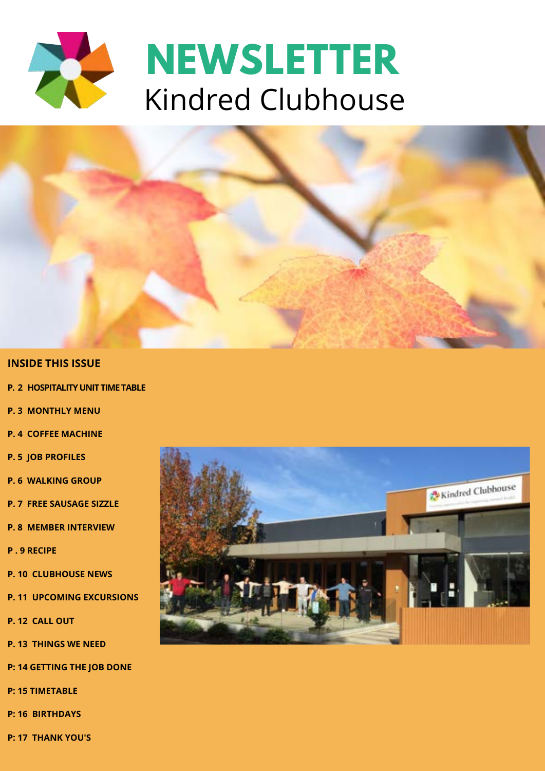# NEWSLETTER

Kindred Clubhouse

## INSIDE THIS ISSUE

- P. 2 HOSPITALITY UNIT TIME TABLE
- P. 3 MONTHLY MENU
- P. 4 COFFEE MACHINE
- P. 5 JOB PROFILES
- P. 6 WALKING GROUP
- P. 7 FREE SAUSAGE SIZZLE
- P. 8 MEMBER INTERVIEW
- P . 9 RECIPE
- P. 10 CLUBHOUSE NEWS
- P. 11 UPCOMING EXCURSIONS
- P. 12 CALL OUT
- P. 13 THINGS WE NEED
- P: 14 GETTING THE JOB DONE
- P: 15 TIMETABLE
- P: 16 BIRTHDAYS
- P: 17 THANK YOU'S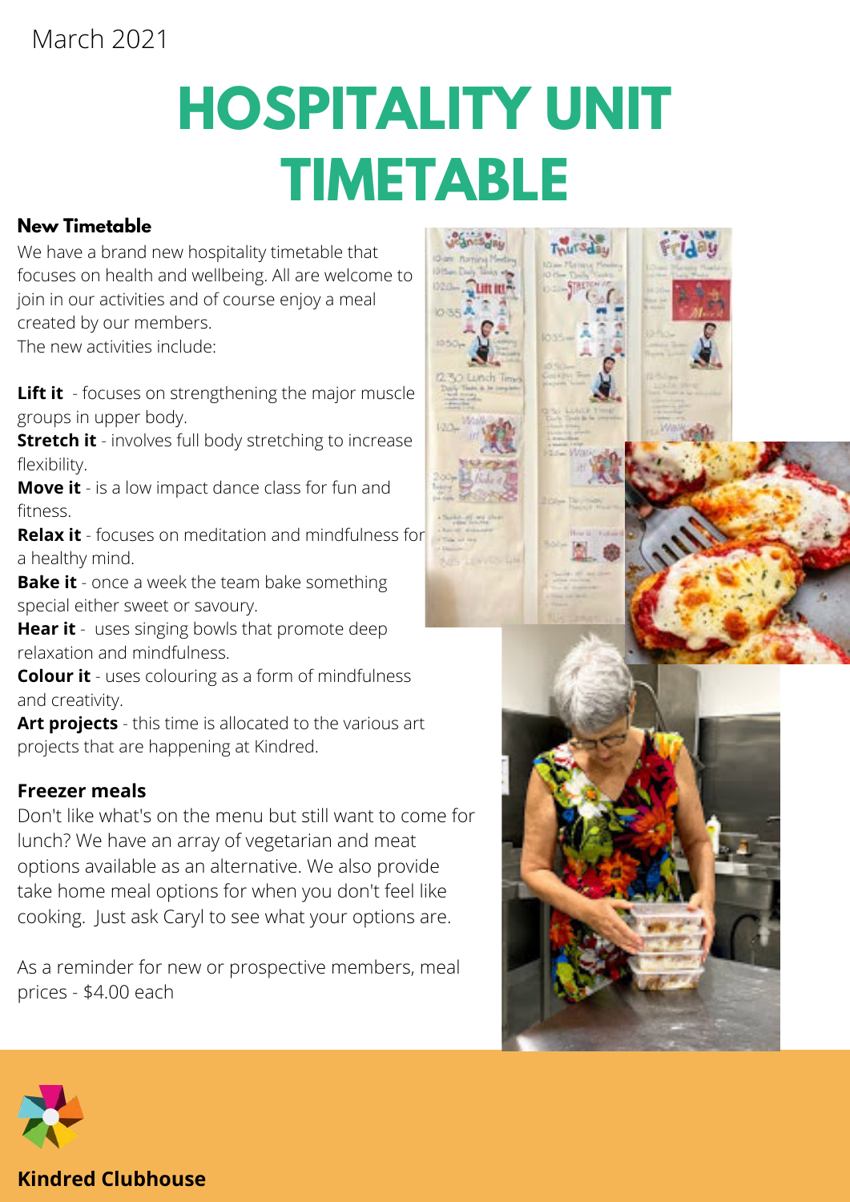March 2021

# HOSPITALITY UNIT TIMETABLE

### New Timetable

We have a brand new hospitality timetable that focuses on health and wellbeing. All are welcome to join in our activities and of course enjoy a meal created by our members.
The new activities include:

**Lift it** - focuses on strengthening the major muscle groups in upper body.
**Stretch it** - involves full body stretching to increase flexibility.
**Move it** - is a low impact dance class for fun and fitness.
**Relax it** - focuses on meditation and mindfulness for a healthy mind.
**Bake it** - once a week the team bake something special either sweet or savoury.
**Hear it** - uses singing bowls that promote deep relaxation and mindfulness.
**Colour it** - uses colouring as a form of mindfulness and creativity.
**Art projects** - this time is allocated to the various art projects that are happening at Kindred.

### Freezer meals

Don't like what's on the menu but still want to come for lunch? We have an array of vegetarian and meat options available as an alternative. We also provide take home meal options for when you don't feel like cooking. Just ask Caryl to see what your options are.

As a reminder for new or prospective members, meal prices - $4.00 each

**Kindred Clubhouse**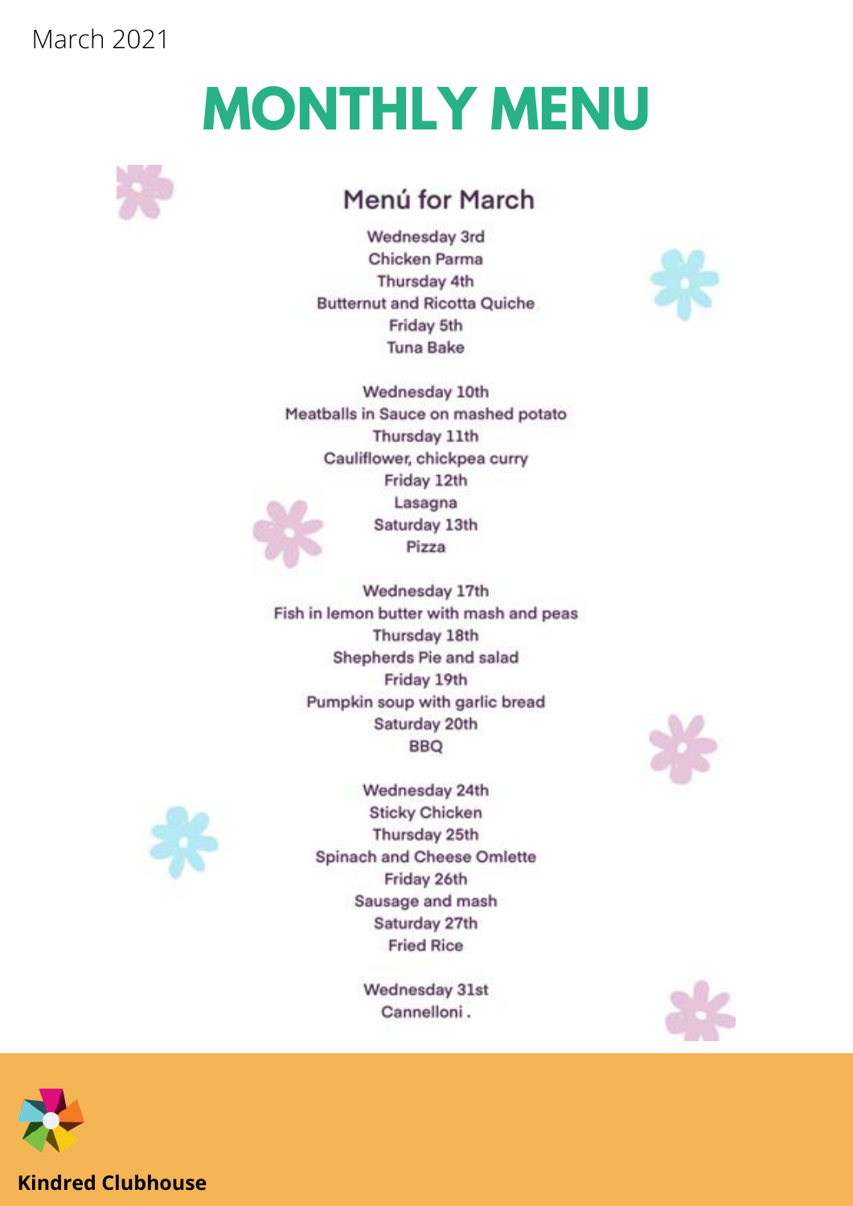March 2021

# MONTHLY MENU

## Menú for March

Wednesday 3rd
Chicken Parma
Thursday 4th
Butternut and Ricotta Quiche
Friday 5th
Tuna Bake

Wednesday 10th
Meatballs in Sauce on mashed potato
Thursday 11th
Cauliflower, chickpea curry
Friday 12th
Lasagna
Saturday 13th
Pizza

Wednesday 17th
Fish in lemon butter with mash and peas
Thursday 18th
Shepherds Pie and salad
Friday 19th
Pumpkin soup with garlic bread
Saturday 20th
BBQ

Wednesday 24th
Sticky Chicken
Thursday 25th
Spinach and Cheese Omlette
Friday 26th
Sausage and mash
Saturday 27th
Fried Rice

Wednesday 31st
Cannelloni .

**Kindred Clubhouse**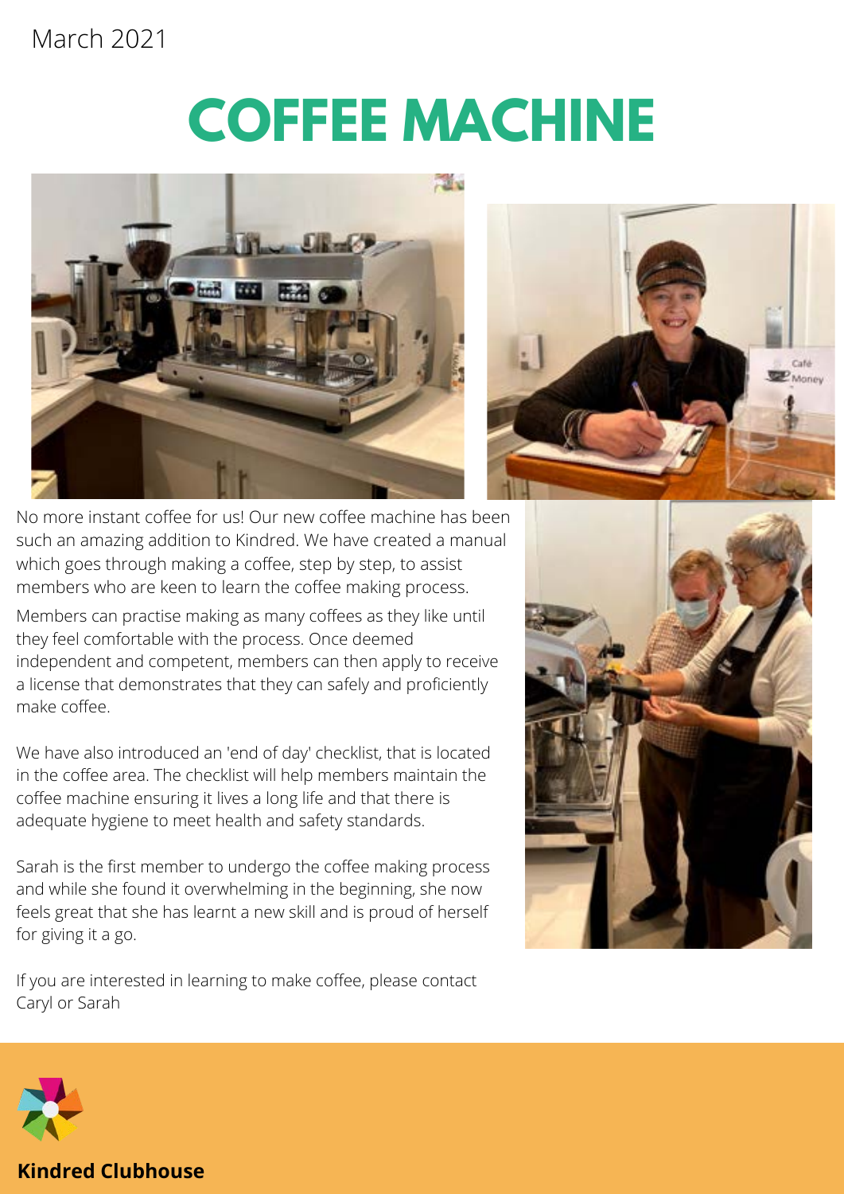March 2021

# COFFEE MACHINE

No more instant coffee for us! Our new coffee machine has been such an amazing addition to Kindred. We have created a manual which goes through making a coffee, step by step, to assist members who are keen to learn the coffee making process.

Members can practise making as many coffees as they like until they feel comfortable with the process. Once deemed independent and competent, members can then apply to receive a license that demonstrates that they can safely and proficiently make coffee.

We have also introduced an 'end of day' checklist, that is located in the coffee area. The checklist will help members maintain the coffee machine ensuring it lives a long life and that there is adequate hygiene to meet health and safety standards.

Sarah is the first member to undergo the coffee making process and while she found it overwhelming in the beginning, she now feels great that she has learnt a new skill and is proud of herself for giving it a go.

If you are interested in learning to make coffee, please contact Caryl or Sarah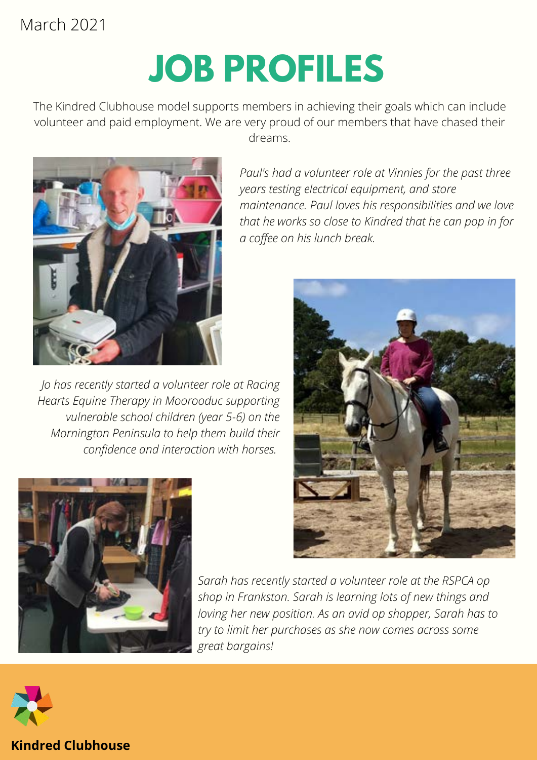March 2021

# JOB PROFILES

The Kindred Clubhouse model supports members in achieving their goals which can include volunteer and paid employment. We are very proud of our members that have chased their dreams.

*Paul's had a volunteer role at Vinnies for the past three years testing electrical equipment, and store maintenance. Paul loves his responsibilities and we love that he works so close to Kindred that he can pop in for a coffee on his lunch break.*

*Jo has recently started a volunteer role at Racing Hearts Equine Therapy in Moorooduc supporting vulnerable school children (year 5-6) on the Mornington Peninsula to help them build their confidence and interaction with horses.*

*Sarah has recently started a volunteer role at the RSPCA op shop in Frankston. Sarah is learning lots of new things and loving her new position. As an avid op shopper, Sarah has to try to limit her purchases as she now comes across some great bargains!*

**Kindred Clubhouse**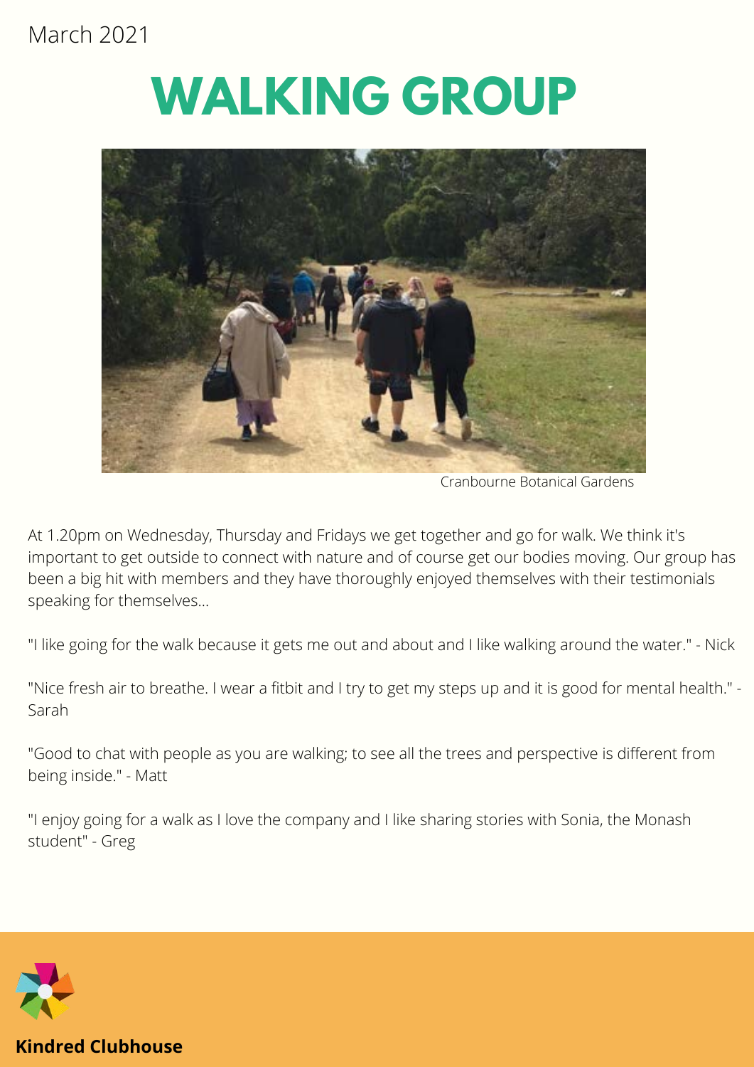March 2021

# WALKING GROUP

Cranbourne Botanical Gardens

At 1.20pm on Wednesday, Thursday and Fridays we get together and go for walk. We think it's important to get outside to connect with nature and of course get our bodies moving. Our group has been a big hit with members and they have thoroughly enjoyed themselves with their testimonials speaking for themselves...

"I like going for the walk because it gets me out and about and I like walking around the water." - Nick

"Nice fresh air to breathe. I wear a fitbit and I try to get my steps up and it is good for mental health." - Sarah

"Good to chat with people as you are walking; to see all the trees and perspective is different from being inside." - Matt

"I enjoy going for a walk as I love the company and I like sharing stories with Sonia, the Monash student" - Greg

**Kindred Clubhouse**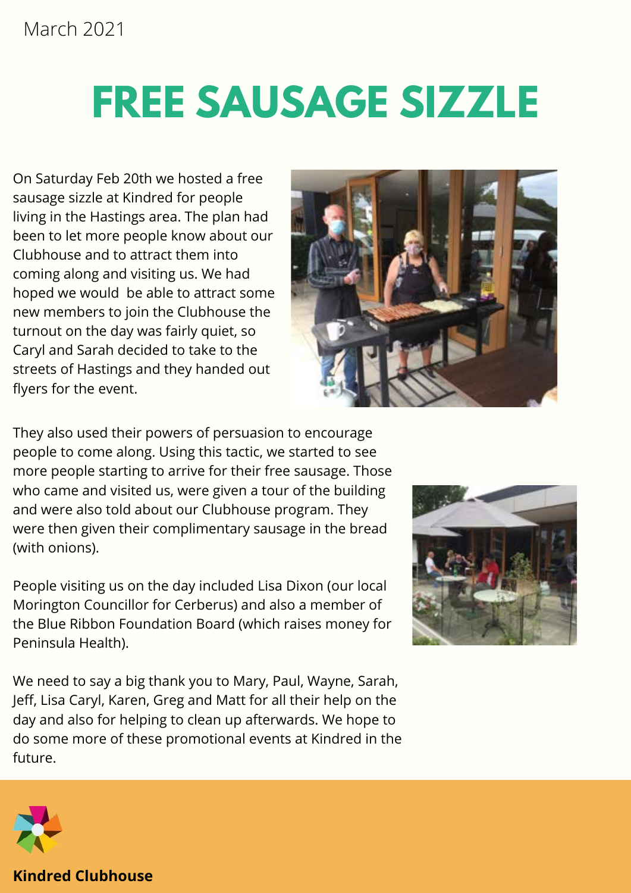March 2021

# FREE SAUSAGE SIZZLE

On Saturday Feb 20th we hosted a free sausage sizzle at Kindred for people living in the Hastings area. The plan had been to let more people know about our Clubhouse and to attract them into coming along and visiting us. We had hoped we would  be able to attract some new members to join the Clubhouse the turnout on the day was fairly quiet, so Caryl and Sarah decided to take to the streets of Hastings and they handed out flyers for the event.

They also used their powers of persuasion to encourage people to come along. Using this tactic, we started to see more people starting to arrive for their free sausage. Those who came and visited us, were given a tour of the building and were also told about our Clubhouse program. They were then given their complimentary sausage in the bread (with onions).

People visiting us on the day included Lisa Dixon (our local Morington Councillor for Cerberus) and also a member of the Blue Ribbon Foundation Board (which raises money for Peninsula Health).

We need to say a big thank you to Mary, Paul, Wayne, Sarah, Jeff, Lisa Caryl, Karen, Greg and Matt for all their help on the day and also for helping to clean up afterwards. We hope to do some more of these promotional events at Kindred in the future.

**Kindred Clubhouse**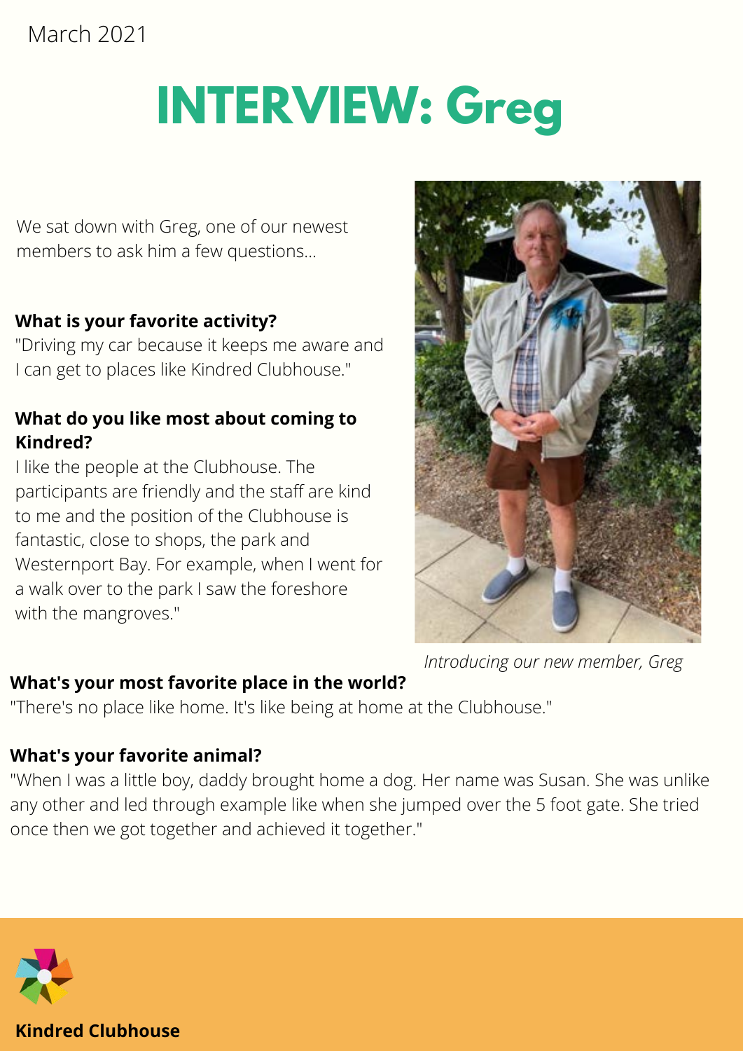March 2021

# INTERVIEW: Greg

We sat down with Greg, one of our newest members to ask him a few questions...

**What is your favorite activity?**
"Driving my car because it keeps me aware and I can get to places like Kindred Clubhouse."

**What do you like most about coming to Kindred?**
I like the people at the Clubhouse. The participants are friendly and the staff are kind to me and the position of the Clubhouse is fantastic, close to shops, the park and Westernport Bay. For example, when I went for a walk over to the park I saw the foreshore with the mangroves."

*Introducing our new member, Greg*

**What's your most favorite place in the world?**
"There's no place like home. It's like being at home at the Clubhouse."

**What's your favorite animal?**
"When I was a little boy, daddy brought home a dog. Her name was Susan. She was unlike any other and led through example like when she jumped over the 5 foot gate. She tried once then we got together and achieved it together."

**Kindred Clubhouse**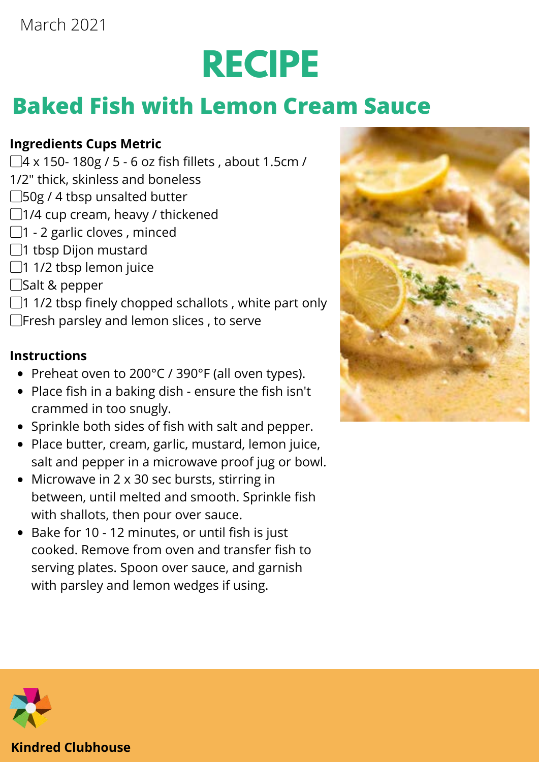March 2021

# RECIPE

## Baked Fish with Lemon Cream Sauce

**Ingredients Cups Metric**

- ☐ 4 x 150- 180g / 5 - 6 oz fish fillets , about 1.5cm / 1/2" thick, skinless and boneless
- ☐ 50g / 4 tbsp unsalted butter
- ☐ 1/4 cup cream, heavy / thickened
- ☐ 1 - 2 garlic cloves , minced
- ☐ 1 tbsp Dijon mustard
- ☐ 1 1/2 tbsp lemon juice
- ☐ Salt & pepper
- ☐ 1 1/2 tbsp finely chopped schallots , white part only
- ☐ Fresh parsley and lemon slices , to serve

**Instructions**

- Preheat oven to 200°C / 390°F (all oven types).
- Place fish in a baking dish - ensure the fish isn't crammed in too snugly.
- Sprinkle both sides of fish with salt and pepper.
- Place butter, cream, garlic, mustard, lemon juice, salt and pepper in a microwave proof jug or bowl.
- Microwave in 2 x 30 sec bursts, stirring in between, until melted and smooth. Sprinkle fish with shallots, then pour over sauce.
- Bake for 10 - 12 minutes, or until fish is just cooked. Remove from oven and transfer fish to serving plates. Spoon over sauce, and garnish with parsley and lemon wedges if using.

**Kindred Clubhouse**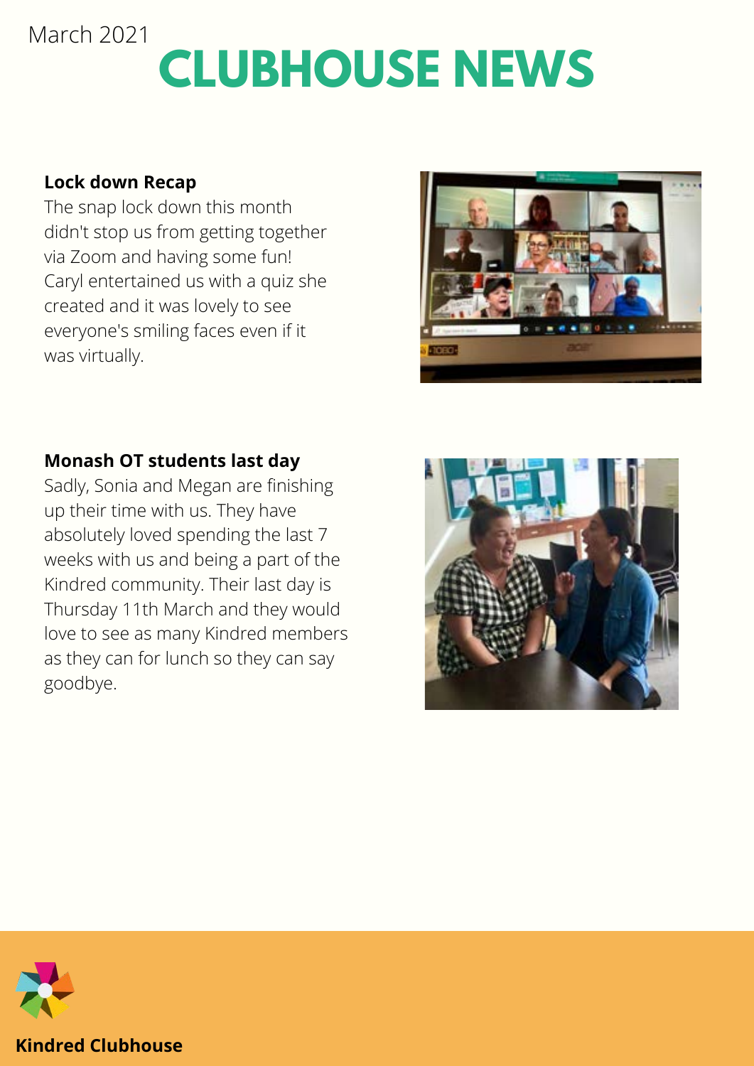March 2021

# CLUBHOUSE NEWS

**Lock down Recap**

The snap lock down this month didn't stop us from getting together via Zoom and having some fun! Caryl entertained us with a quiz she created and it was lovely to see everyone's smiling faces even if it was virtually.

**Monash OT students last day**

Sadly, Sonia and Megan are finishing up their time with us. They have absolutely loved spending the last 7 weeks with us and being a part of the Kindred community. Their last day is Thursday 11th March and they would love to see as many Kindred members as they can for lunch so they can say goodbye.

**Kindred Clubhouse**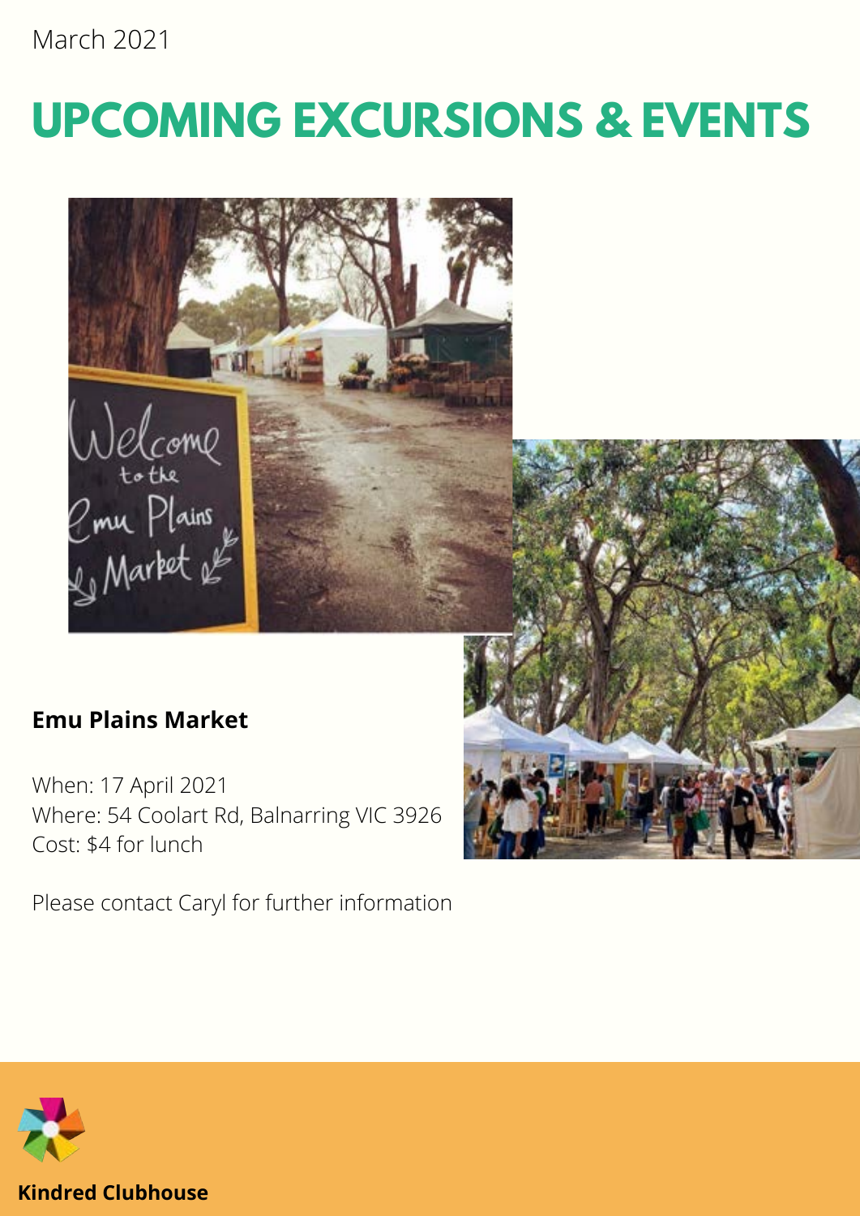March 2021

# UPCOMING EXCURSIONS & EVENTS

**Emu Plains Market**

When: 17 April 2021
Where: 54 Coolart Rd, Balnarring VIC 3926
Cost: $4 for lunch

Please contact Caryl for further information

**Kindred Clubhouse**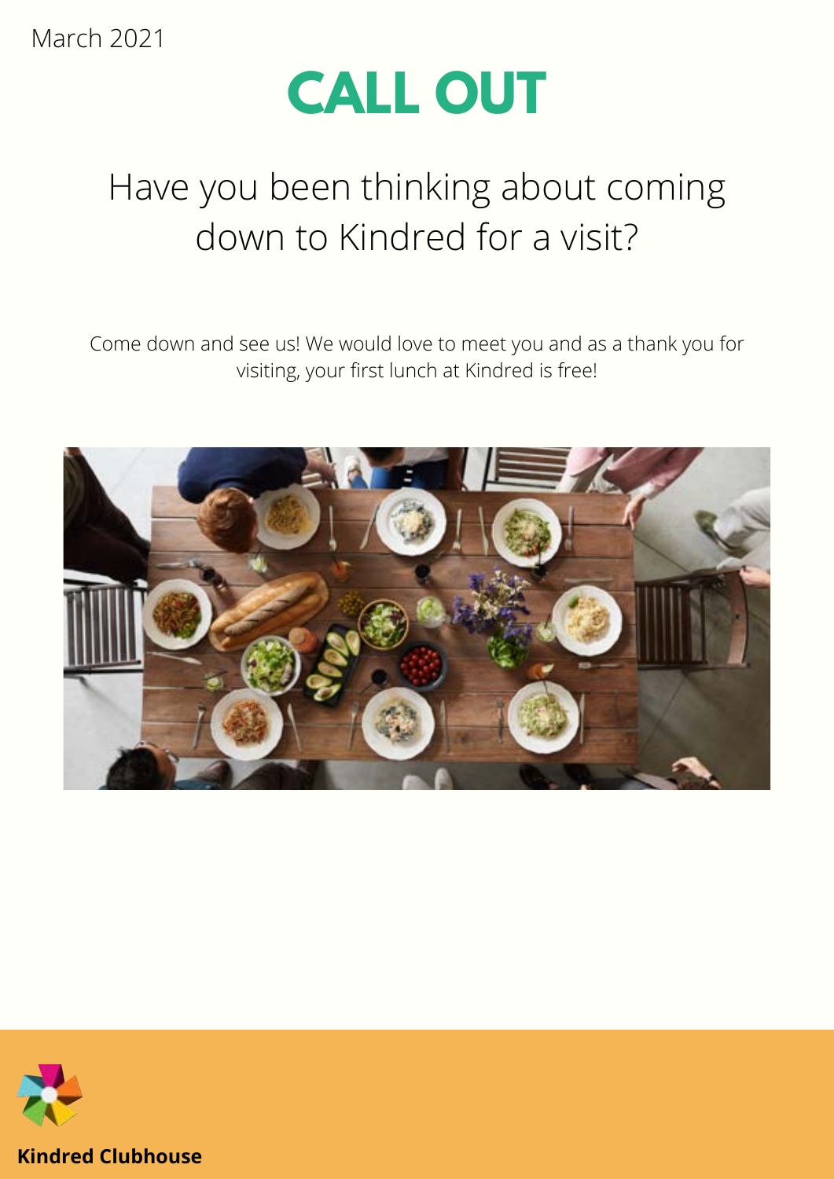March 2021

# CALL OUT

## Have you been thinking about coming down to Kindred for a visit?

Come down and see us! We would love to meet you and as a thank you for visiting, your first lunch at Kindred is free!

**Kindred Clubhouse**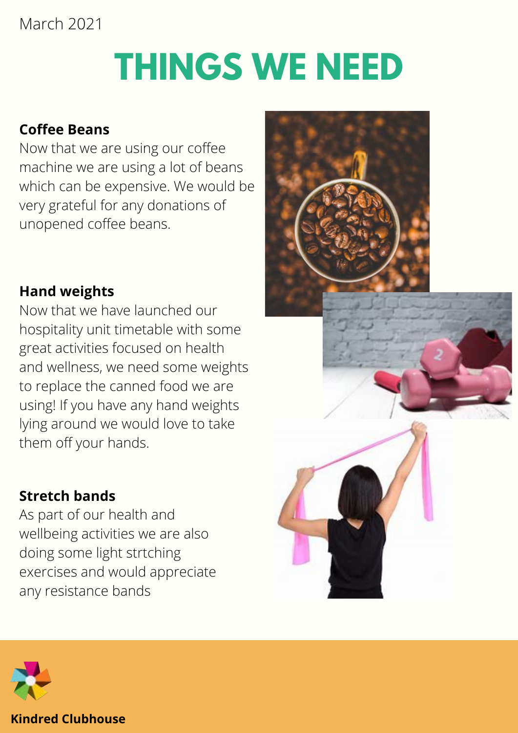March 2021

# THINGS WE NEED

**Coffee Beans**

Now that we are using our coffee machine we are using a lot of beans which can be expensive. We would be very grateful for any donations of unopened coffee beans.

**Hand weights**

Now that we have launched our hospitality unit timetable with some great activities focused on health and wellness, we need some weights to replace the canned food we are using! If you have any hand weights lying around we would love to take them off your hands.

**Stretch bands**

As part of our health and wellbeing activities we are also doing some light strtching exercises and would appreciate any resistance bands

**Kindred Clubhouse**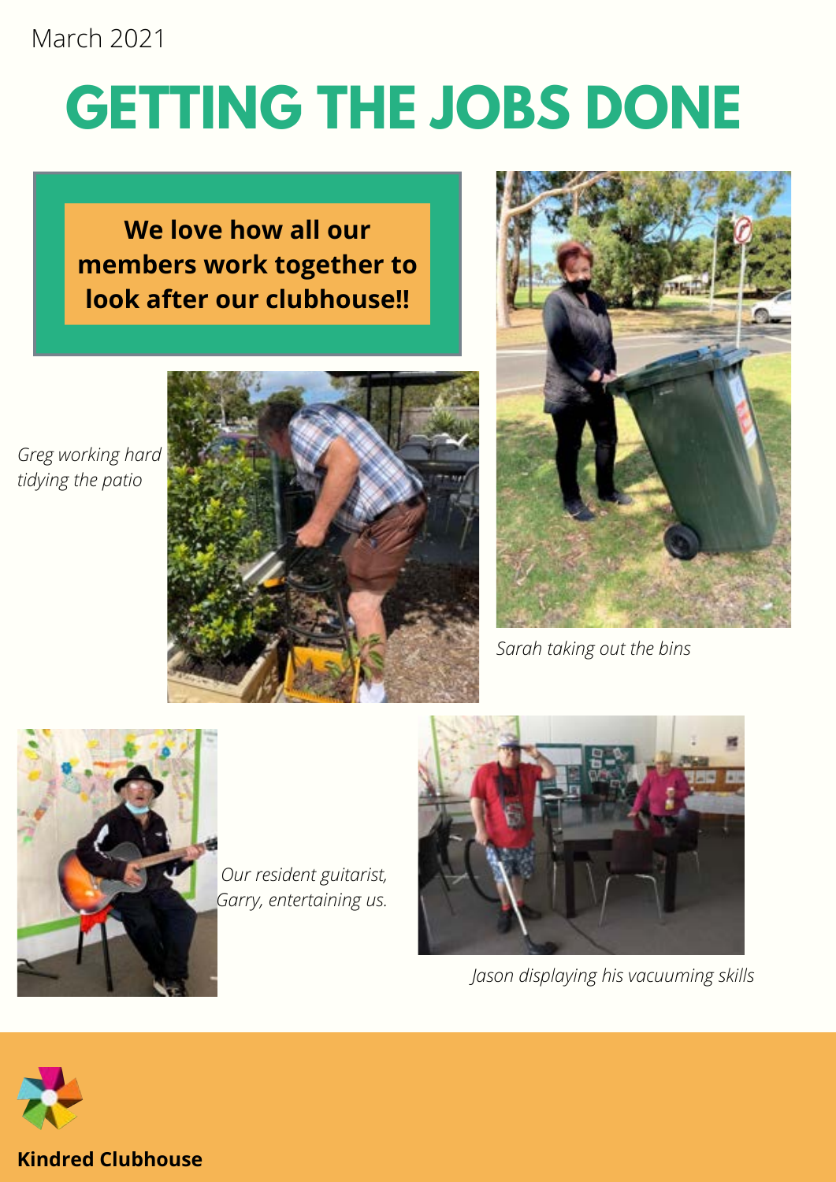March 2021

# GETTING THE JOBS DONE

**We love how all our members work together to look after our clubhouse!!**

*Greg working hard tidying the patio*

*Sarah taking out the bins*

*Our resident guitarist, Garry, entertaining us.*

*Jason displaying his vacuuming skills*

**Kindred Clubhouse**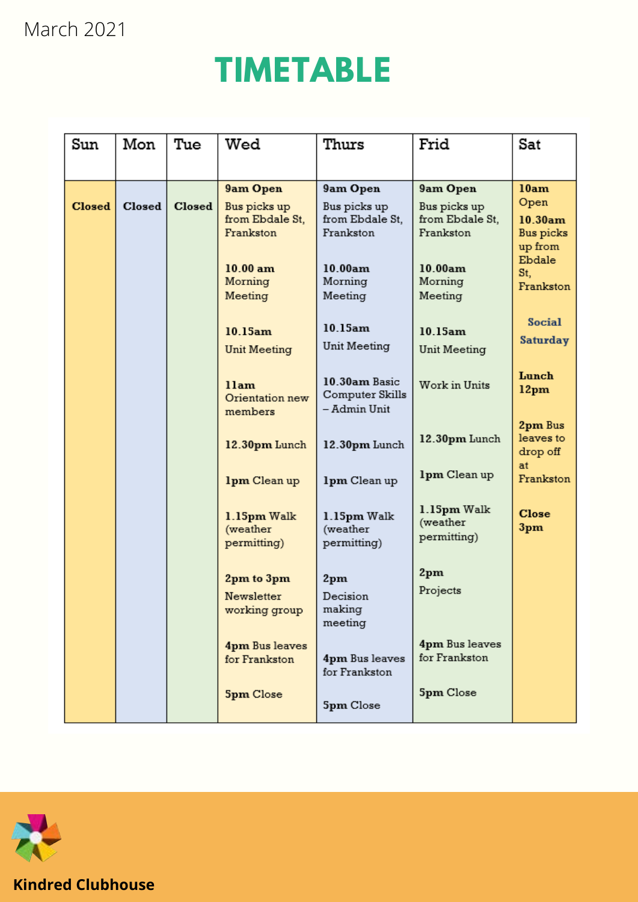March 2021

# TIMETABLE

| Sun | Mon | Tue | Wed | Thurs | Frid | Sat |
|---|---|---|---|---|---|---|
| **Closed** | **Closed** | **Closed** | **9am Open**<br>Bus picks up from Ebdale St, Frankston<br><br>**10.00 am** Morning Meeting<br><br>**10.15am** Unit Meeting<br><br>**11am** Orientation new members<br><br>**12.30pm** Lunch<br><br>**1pm** Clean up<br><br>**1.15pm** Walk (weather permitting)<br><br>**2pm to 3pm** Newsletter working group<br><br>**4pm** Bus leaves for Frankston<br><br>**5pm** Close | **9am Open**<br>Bus picks up from Ebdale St, Frankston<br><br>**10.00am** Morning Meeting<br><br>**10.15am** Unit Meeting<br><br>**10.30am** Basic Computer Skills – Admin Unit<br><br>**12.30pm** Lunch<br><br>**1pm** Clean up<br><br>**1.15pm** Walk (weather permitting)<br><br>**2pm** Decision making meeting<br><br>**4pm** Bus leaves for Frankston<br><br>**5pm** Close | **9am Open**<br>Bus picks up from Ebdale St, Frankston<br><br>**10.00am** Morning Meeting<br><br>**10.15am** Unit Meeting<br><br>Work in Units<br><br>**12.30pm** Lunch<br><br>**1pm** Clean up<br><br>**1.15pm** Walk (weather permitting)<br><br>**2pm** Projects<br><br>**4pm** Bus leaves for Frankston<br><br>**5pm** Close | **10am** Open<br>**10.30am** Bus picks up from Ebdale St, Frankston<br><br>**Social Saturday**<br><br>**Lunch 12pm**<br><br>**2pm** Bus leaves to drop off at Frankston<br><br>**Close 3pm** |

**Kindred Clubhouse**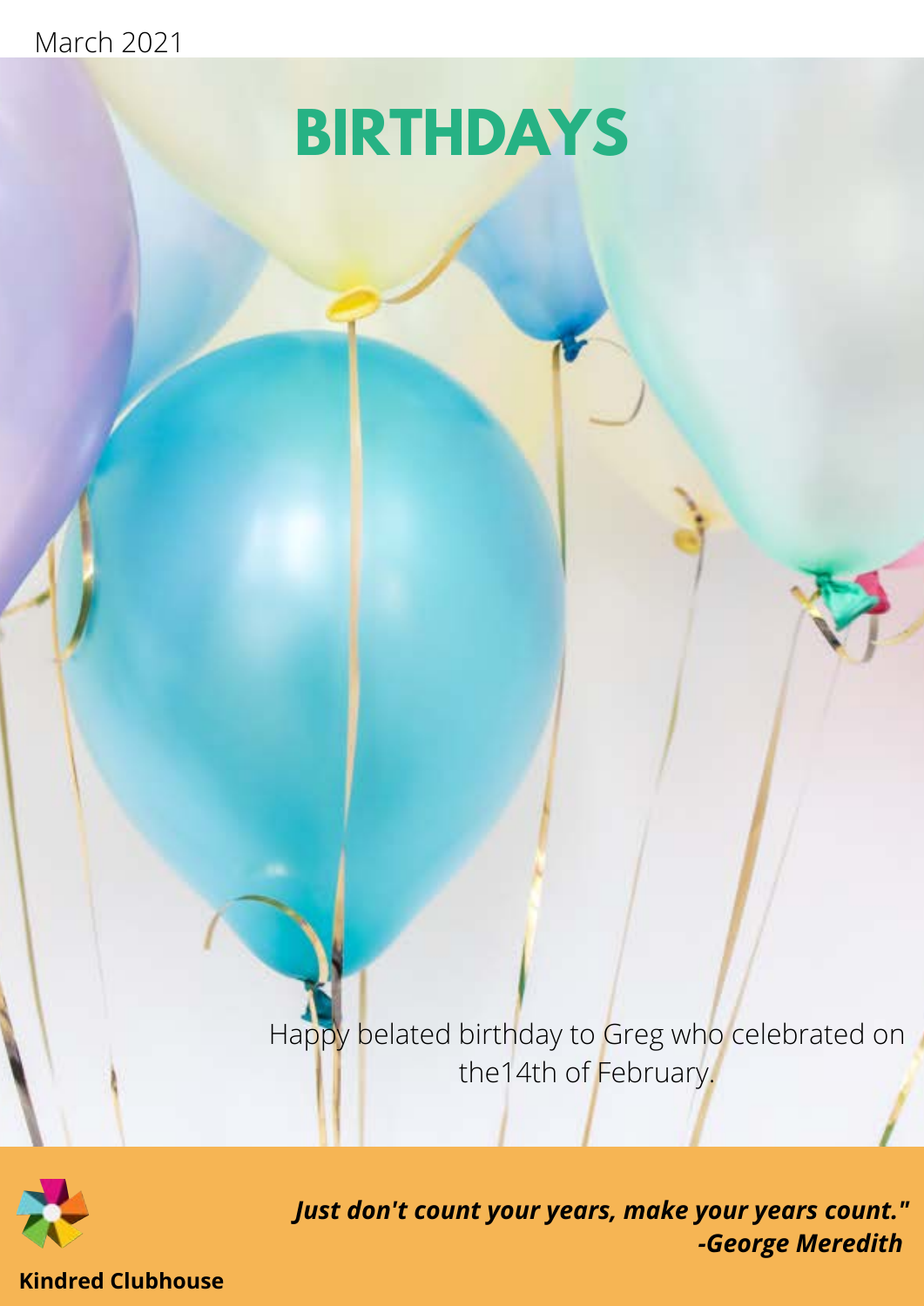March 2021

# BIRTHDAYS

Happy belated birthday to Greg who celebrated on the14th of February.

***Just don't count your years, make your years count." -George Meredith***

**Kindred Clubhouse**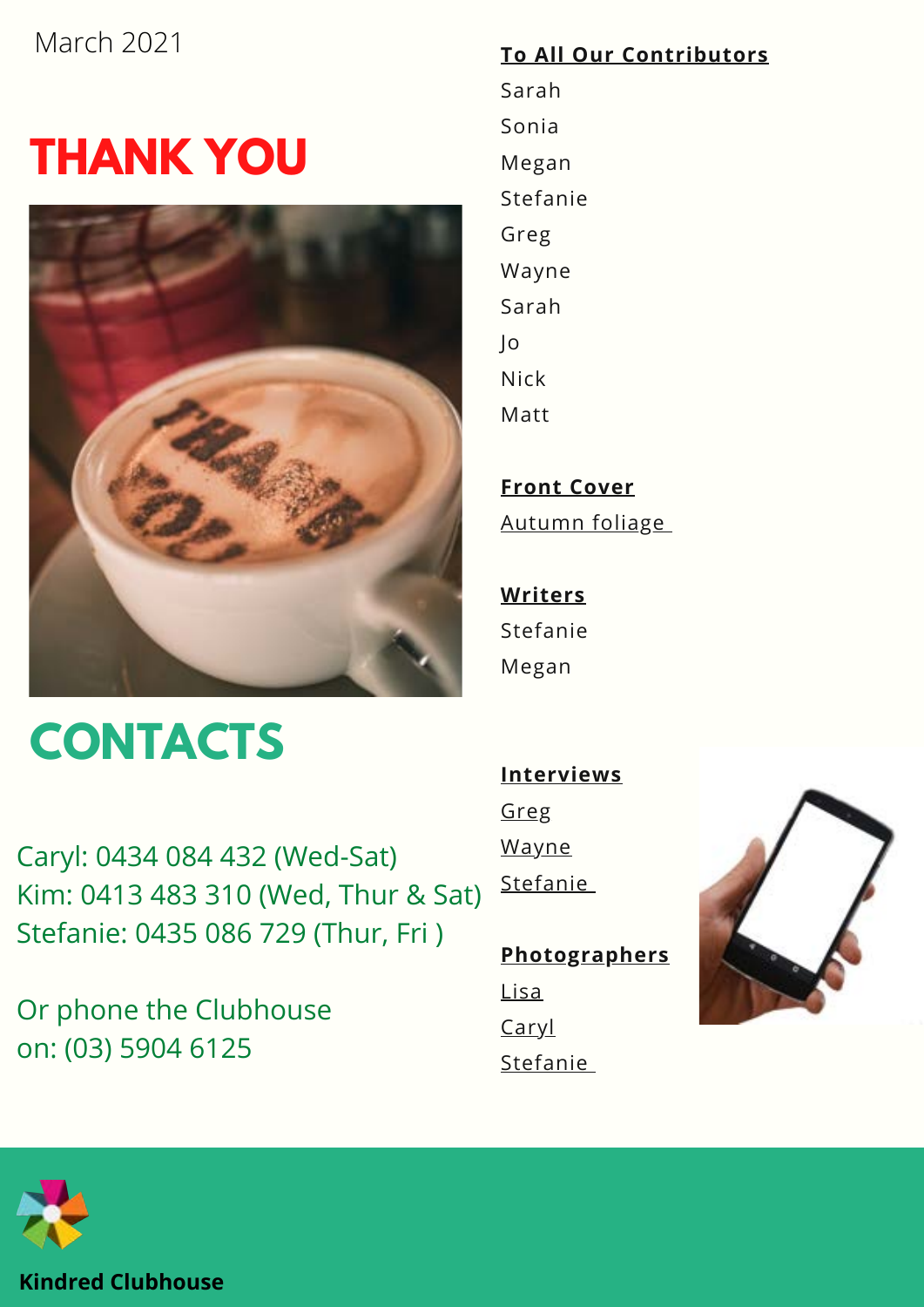March 2021

# THANK YOU

## CONTACTS

Caryl: 0434 084 432 (Wed-Sat)
Kim: 0413 483 310 (Wed, Thur & Sat)
Stefanie: 0435 086 729 (Thur, Fri )

Or phone the Clubhouse on: (03) 5904 6125

**To All Our Contributors**

Sarah
Sonia
Megan
Stefanie
Greg
Wayne
Sarah
Jo
Nick
Matt

**Front Cover**

Autumn foliage

**Writers**

Stefanie
Megan

**Interviews**

Greg
Wayne
Stefanie

**Photographers**

Lisa
Caryl
Stefanie

**Kindred Clubhouse**